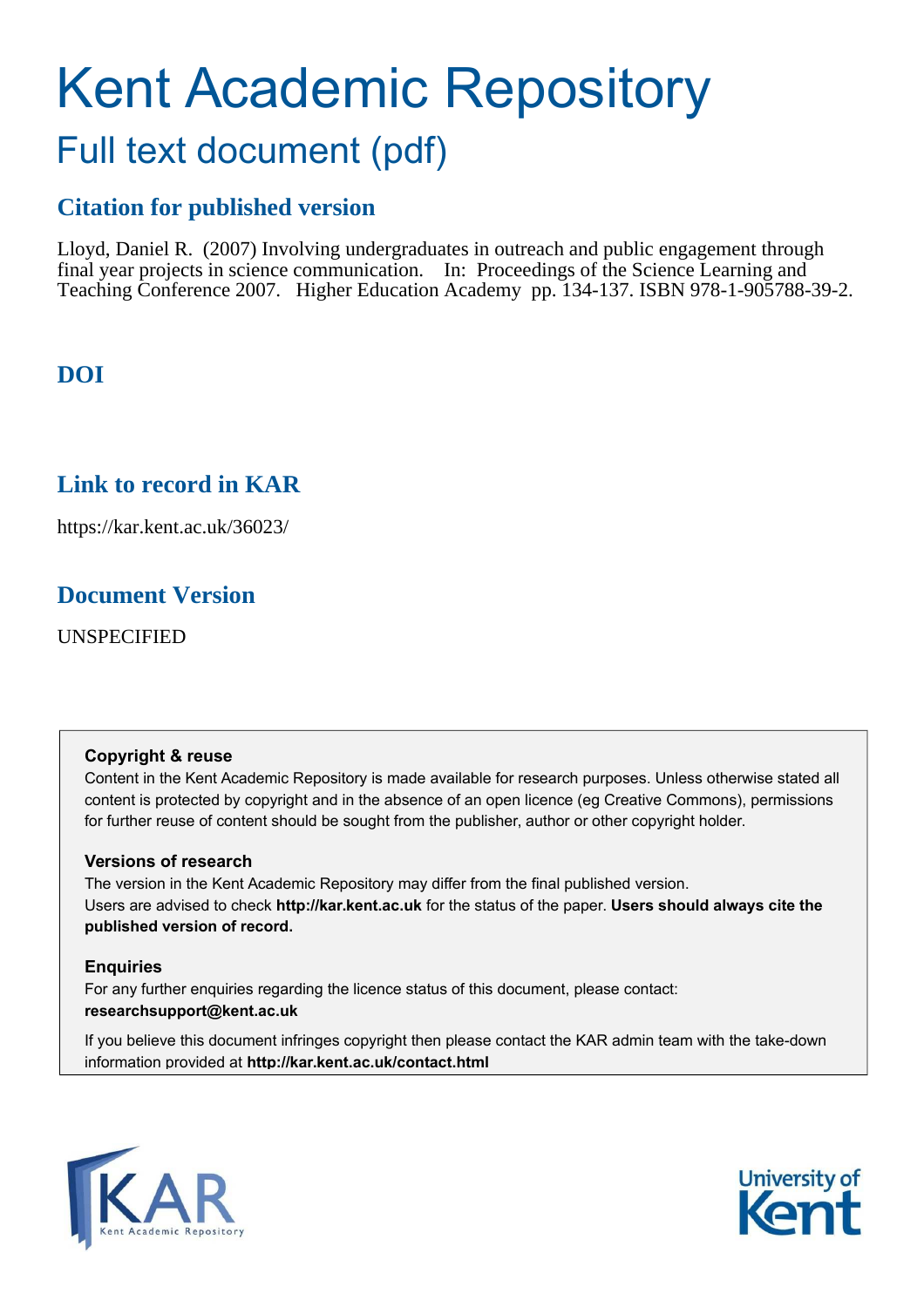# Kent Academic Repository

## Full text document (pdf)

### Citation for published version

Lloyd, Daniel R. (2007) Involving undergraduates in outreach and public engagement through final year projects in science communication. In: Proceedings of the Science Learning and Teaching Conference 2007. Higher Education Academy pp. 134-137. ISBN 978-1-905788-39-2.

### DOI

### Link to record in KAR

https://kar.kent.ac.uk/36023/

### Document Version

UNSPECIFIED

**Copyright & reuse**

Content in the Kent Academic Repository is made available for research purposes. Unless otherwise stated all content is protected by copyright and in the absence of an open licence (eg Creative Commons), permissions for further reuse of content should be sought from the publisher, author or other copyright holder.

**Versions of research**

The version in the Kent Academic Repository may differ from the final published version. Users are advised to check **http://kar.kent.ac.uk** for the status of the paper. **Users should always cite the published version of record.**

**Enquiries**

For any further enquiries regarding the licence status of this document, please contact: **researchsupport@kent.ac.uk**

If you believe this document infringes copyright then please contact the KAR admin team with the take-down information provided at **http://kar.kent.ac.uk/contact.html**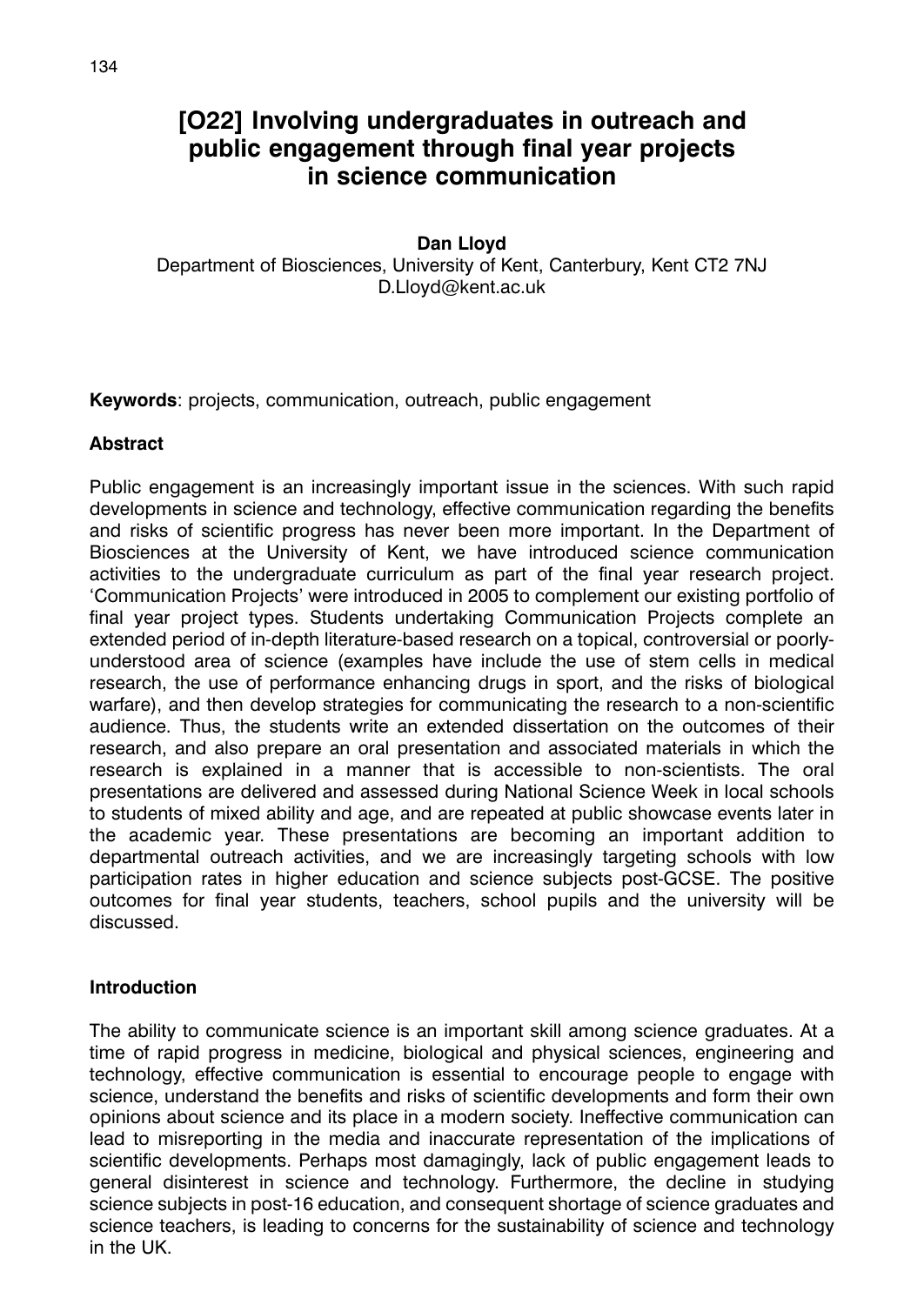# [O22] Involving undergraduates in outreach and public engagement through final year projects in science communication

**Dan Lloyd**

Department of Biosciences, University of Kent, Canterbury, Kent CT2 7NJ
D.Lloyd@kent.ac.uk

**Keywords**: projects, communication, outreach, public engagement

## Abstract

Public engagement is an increasingly important issue in the sciences. With such rapid developments in science and technology, effective communication regarding the benefits and risks of scientific progress has never been more important. In the Department of Biosciences at the University of Kent, we have introduced science communication activities to the undergraduate curriculum as part of the final year research project. 'Communication Projects' were introduced in 2005 to complement our existing portfolio of final year project types. Students undertaking Communication Projects complete an extended period of in-depth literature-based research on a topical, controversial or poorly-understood area of science (examples have include the use of stem cells in medical research, the use of performance enhancing drugs in sport, and the risks of biological warfare), and then develop strategies for communicating the research to a non-scientific audience. Thus, the students write an extended dissertation on the outcomes of their research, and also prepare an oral presentation and associated materials in which the research is explained in a manner that is accessible to non-scientists. The oral presentations are delivered and assessed during National Science Week in local schools to students of mixed ability and age, and are repeated at public showcase events later in the academic year. These presentations are becoming an important addition to departmental outreach activities, and we are increasingly targeting schools with low participation rates in higher education and science subjects post-GCSE. The positive outcomes for final year students, teachers, school pupils and the university will be discussed.

## Introduction

The ability to communicate science is an important skill among science graduates. At a time of rapid progress in medicine, biological and physical sciences, engineering and technology, effective communication is essential to encourage people to engage with science, understand the benefits and risks of scientific developments and form their own opinions about science and its place in a modern society. Ineffective communication can lead to misreporting in the media and inaccurate representation of the implications of scientific developments. Perhaps most damagingly, lack of public engagement leads to general disinterest in science and technology. Furthermore, the decline in studying science subjects in post-16 education, and consequent shortage of science graduates and science teachers, is leading to concerns for the sustainability of science and technology in the UK.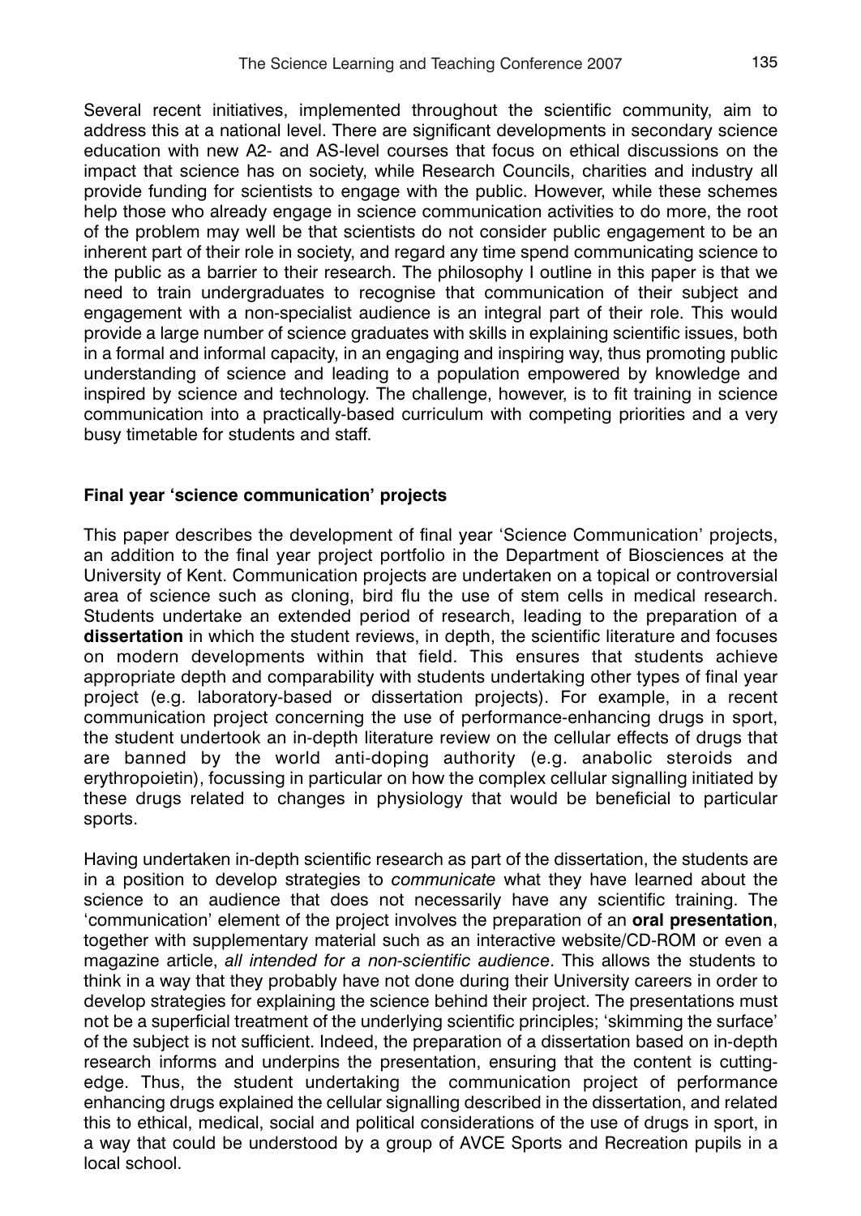Several recent initiatives, implemented throughout the scientific community, aim to address this at a national level. There are significant developments in secondary science education with new A2- and AS-level courses that focus on ethical discussions on the impact that science has on society, while Research Councils, charities and industry all provide funding for scientists to engage with the public. However, while these schemes help those who already engage in science communication activities to do more, the root of the problem may well be that scientists do not consider public engagement to be an inherent part of their role in society, and regard any time spend communicating science to the public as a barrier to their research. The philosophy I outline in this paper is that we need to train undergraduates to recognise that communication of their subject and engagement with a non-specialist audience is an integral part of their role. This would provide a large number of science graduates with skills in explaining scientific issues, both in a formal and informal capacity, in an engaging and inspiring way, thus promoting public understanding of science and leading to a population empowered by knowledge and inspired by science and technology. The challenge, however, is to fit training in science communication into a practically-based curriculum with competing priorities and a very busy timetable for students and staff.

**Final year 'science communication' projects**

This paper describes the development of final year 'Science Communication' projects, an addition to the final year project portfolio in the Department of Biosciences at the University of Kent. Communication projects are undertaken on a topical or controversial area of science such as cloning, bird flu the use of stem cells in medical research. Students undertake an extended period of research, leading to the preparation of a **dissertation** in which the student reviews, in depth, the scientific literature and focuses on modern developments within that field. This ensures that students achieve appropriate depth and comparability with students undertaking other types of final year project (e.g. laboratory-based or dissertation projects). For example, in a recent communication project concerning the use of performance-enhancing drugs in sport, the student undertook an in-depth literature review on the cellular effects of drugs that are banned by the world anti-doping authority (e.g. anabolic steroids and erythropoietin), focussing in particular on how the complex cellular signalling initiated by these drugs related to changes in physiology that would be beneficial to particular sports.

Having undertaken in-depth scientific research as part of the dissertation, the students are in a position to develop strategies to *communicate* what they have learned about the science to an audience that does not necessarily have any scientific training. The 'communication' element of the project involves the preparation of an **oral presentation**, together with supplementary material such as an interactive website/CD-ROM or even a magazine article, *all intended for a non-scientific audience*. This allows the students to think in a way that they probably have not done during their University careers in order to develop strategies for explaining the science behind their project. The presentations must not be a superficial treatment of the underlying scientific principles; 'skimming the surface' of the subject is not sufficient. Indeed, the preparation of a dissertation based on in-depth research informs and underpins the presentation, ensuring that the content is cutting-edge. Thus, the student undertaking the communication project of performance enhancing drugs explained the cellular signalling described in the dissertation, and related this to ethical, medical, social and political considerations of the use of drugs in sport, in a way that could be understood by a group of AVCE Sports and Recreation pupils in a local school.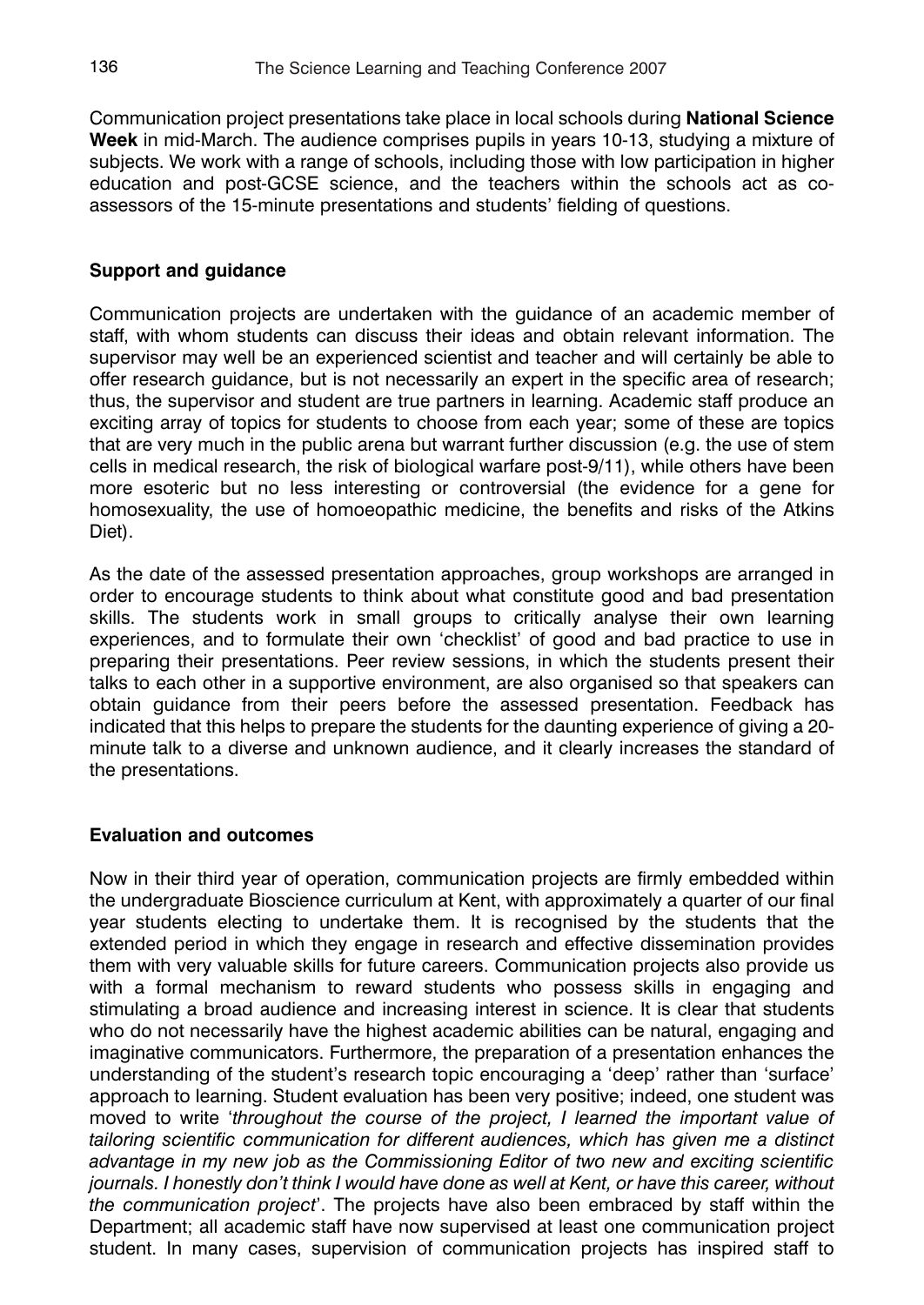Communication project presentations take place in local schools during **National Science Week** in mid-March. The audience comprises pupils in years 10-13, studying a mixture of subjects. We work with a range of schools, including those with low participation in higher education and post-GCSE science, and the teachers within the schools act as co-assessors of the 15-minute presentations and students' fielding of questions.

### Support and guidance

Communication projects are undertaken with the guidance of an academic member of staff, with whom students can discuss their ideas and obtain relevant information. The supervisor may well be an experienced scientist and teacher and will certainly be able to offer research guidance, but is not necessarily an expert in the specific area of research; thus, the supervisor and student are true partners in learning. Academic staff produce an exciting array of topics for students to choose from each year; some of these are topics that are very much in the public arena but warrant further discussion (e.g. the use of stem cells in medical research, the risk of biological warfare post-9/11), while others have been more esoteric but no less interesting or controversial (the evidence for a gene for homosexuality, the use of homoeopathic medicine, the benefits and risks of the Atkins Diet).

As the date of the assessed presentation approaches, group workshops are arranged in order to encourage students to think about what constitute good and bad presentation skills. The students work in small groups to critically analyse their own learning experiences, and to formulate their own 'checklist' of good and bad practice to use in preparing their presentations. Peer review sessions, in which the students present their talks to each other in a supportive environment, are also organised so that speakers can obtain guidance from their peers before the assessed presentation. Feedback has indicated that this helps to prepare the students for the daunting experience of giving a 20-minute talk to a diverse and unknown audience, and it clearly increases the standard of the presentations.

### Evaluation and outcomes

Now in their third year of operation, communication projects are firmly embedded within the undergraduate Bioscience curriculum at Kent, with approximately a quarter of our final year students electing to undertake them. It is recognised by the students that the extended period in which they engage in research and effective dissemination provides them with very valuable skills for future careers. Communication projects also provide us with a formal mechanism to reward students who possess skills in engaging and stimulating a broad audience and increasing interest in science. It is clear that students who do not necessarily have the highest academic abilities can be natural, engaging and imaginative communicators. Furthermore, the preparation of a presentation enhances the understanding of the student's research topic encouraging a 'deep' rather than 'surface' approach to learning. Student evaluation has been very positive; indeed, one student was moved to write '*throughout the course of the project, I learned the important value of tailoring scientific communication for different audiences, which has given me a distinct advantage in my new job as the Commissioning Editor of two new and exciting scientific journals. I honestly don't think I would have done as well at Kent, or have this career, without the communication project*'. The projects have also been embraced by staff within the Department; all academic staff have now supervised at least one communication project student. In many cases, supervision of communication projects has inspired staff to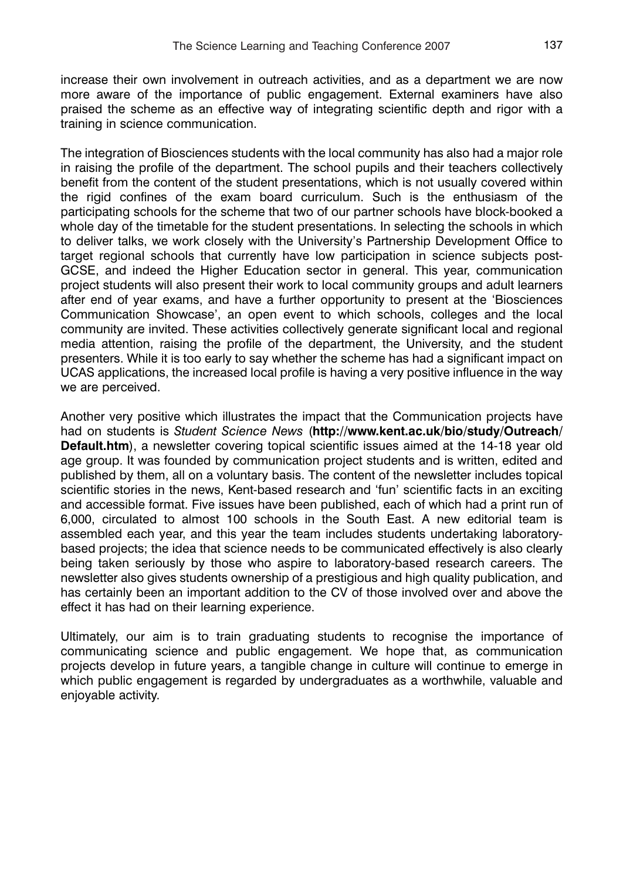increase their own involvement in outreach activities, and as a department we are now more aware of the importance of public engagement. External examiners have also praised the scheme as an effective way of integrating scientific depth and rigor with a training in science communication.

The integration of Biosciences students with the local community has also had a major role in raising the profile of the department. The school pupils and their teachers collectively benefit from the content of the student presentations, which is not usually covered within the rigid confines of the exam board curriculum. Such is the enthusiasm of the participating schools for the scheme that two of our partner schools have block-booked a whole day of the timetable for the student presentations. In selecting the schools in which to deliver talks, we work closely with the University's Partnership Development Office to target regional schools that currently have low participation in science subjects post-GCSE, and indeed the Higher Education sector in general. This year, communication project students will also present their work to local community groups and adult learners after end of year exams, and have a further opportunity to present at the 'Biosciences Communication Showcase', an open event to which schools, colleges and the local community are invited. These activities collectively generate significant local and regional media attention, raising the profile of the department, the University, and the student presenters. While it is too early to say whether the scheme has had a significant impact on UCAS applications, the increased local profile is having a very positive influence in the way we are perceived.

Another very positive which illustrates the impact that the Communication projects have had on students is *Student Science News* (**http://www.kent.ac.uk/bio/study/Outreach/Default.htm**), a newsletter covering topical scientific issues aimed at the 14-18 year old age group. It was founded by communication project students and is written, edited and published by them, all on a voluntary basis. The content of the newsletter includes topical scientific stories in the news, Kent-based research and 'fun' scientific facts in an exciting and accessible format. Five issues have been published, each of which had a print run of 6,000, circulated to almost 100 schools in the South East. A new editorial team is assembled each year, and this year the team includes students undertaking laboratory-based projects; the idea that science needs to be communicated effectively is also clearly being taken seriously by those who aspire to laboratory-based research careers. The newsletter also gives students ownership of a prestigious and high quality publication, and has certainly been an important addition to the CV of those involved over and above the effect it has had on their learning experience.

Ultimately, our aim is to train graduating students to recognise the importance of communicating science and public engagement. We hope that, as communication projects develop in future years, a tangible change in culture will continue to emerge in which public engagement is regarded by undergraduates as a worthwhile, valuable and enjoyable activity.